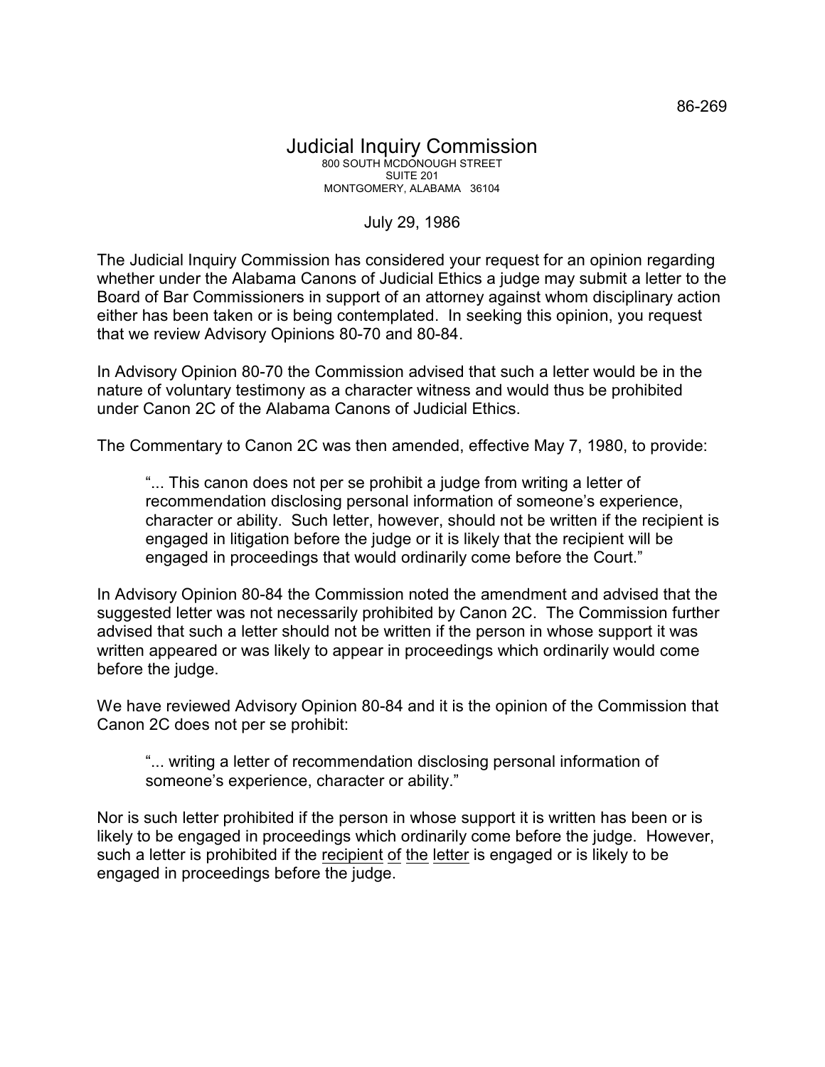86-269

# Judicial Inquiry Commission

800 SOUTH MCDONOUGH STREET
SUITE 201
MONTGOMERY, ALABAMA 36104

July 29, 1986

The Judicial Inquiry Commission has considered your request for an opinion regarding whether under the Alabama Canons of Judicial Ethics a judge may submit a letter to the Board of Bar Commissioners in support of an attorney against whom disciplinary action either has been taken or is being contemplated. In seeking this opinion, you request that we review Advisory Opinions 80-70 and 80-84.

In Advisory Opinion 80-70 the Commission advised that such a letter would be in the nature of voluntary testimony as a character witness and would thus be prohibited under Canon 2C of the Alabama Canons of Judicial Ethics.

The Commentary to Canon 2C was then amended, effective May 7, 1980, to provide:

> "... This canon does not per se prohibit a judge from writing a letter of recommendation disclosing personal information of someone's experience, character or ability. Such letter, however, should not be written if the recipient is engaged in litigation before the judge or it is likely that the recipient will be engaged in proceedings that would ordinarily come before the Court."

In Advisory Opinion 80-84 the Commission noted the amendment and advised that the suggested letter was not necessarily prohibited by Canon 2C. The Commission further advised that such a letter should not be written if the person in whose support it was written appeared or was likely to appear in proceedings which ordinarily would come before the judge.

We have reviewed Advisory Opinion 80-84 and it is the opinion of the Commission that Canon 2C does not per se prohibit:

> "... writing a letter of recommendation disclosing personal information of someone's experience, character or ability."

Nor is such letter prohibited if the person in whose support it is written has been or is likely to be engaged in proceedings which ordinarily come before the judge. However, such a letter is prohibited if the <u>recipient of the letter</u> is engaged or is likely to be engaged in proceedings before the judge.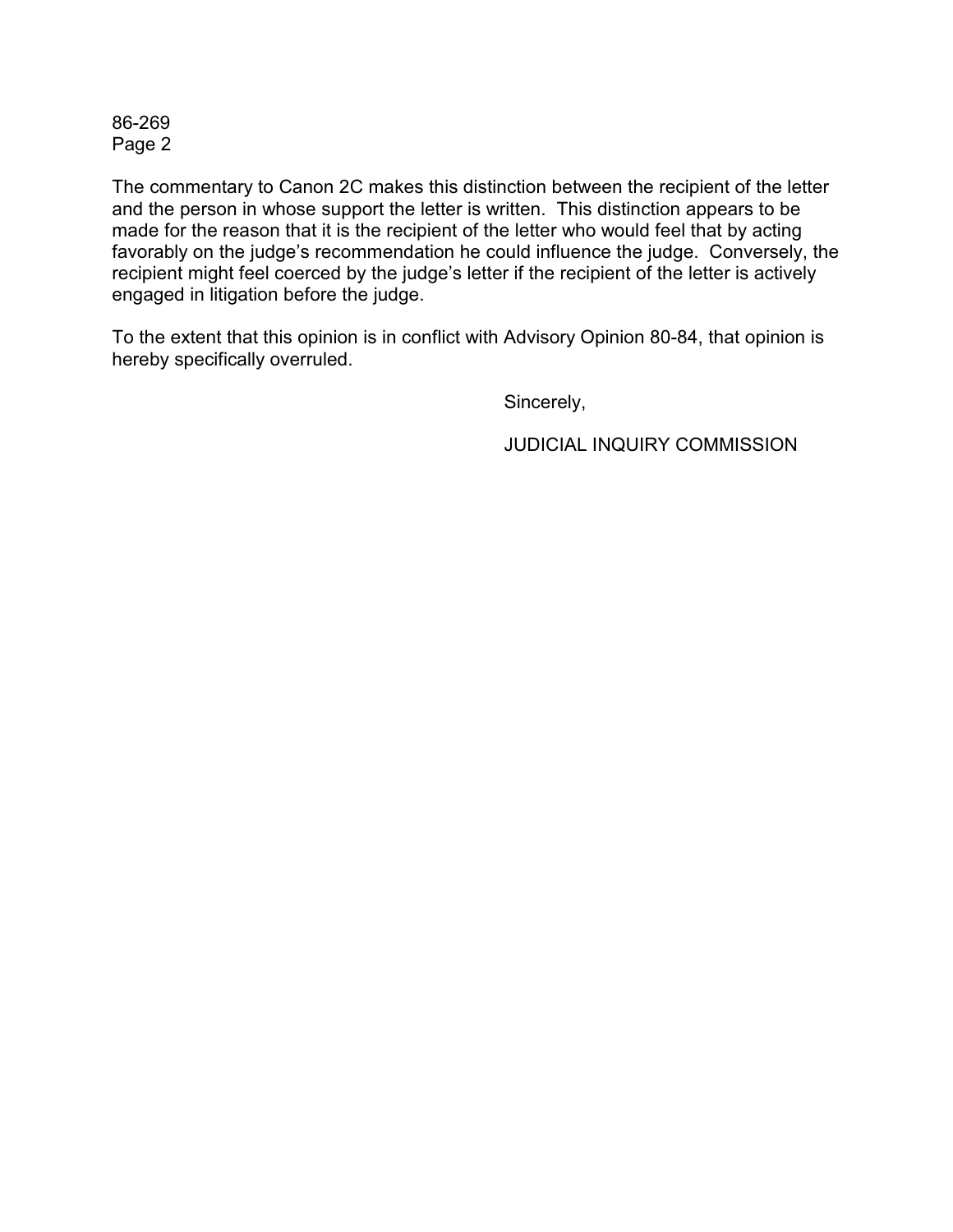The commentary to Canon 2C makes this distinction between the recipient of the letter and the person in whose support the letter is written. This distinction appears to be made for the reason that it is the recipient of the letter who would feel that by acting favorably on the judge's recommendation he could influence the judge. Conversely, the recipient might feel coerced by the judge's letter if the recipient of the letter is actively engaged in litigation before the judge.

To the extent that this opinion is in conflict with Advisory Opinion 80-84, that opinion is hereby specifically overruled.

Sincerely,

JUDICIAL INQUIRY COMMISSION